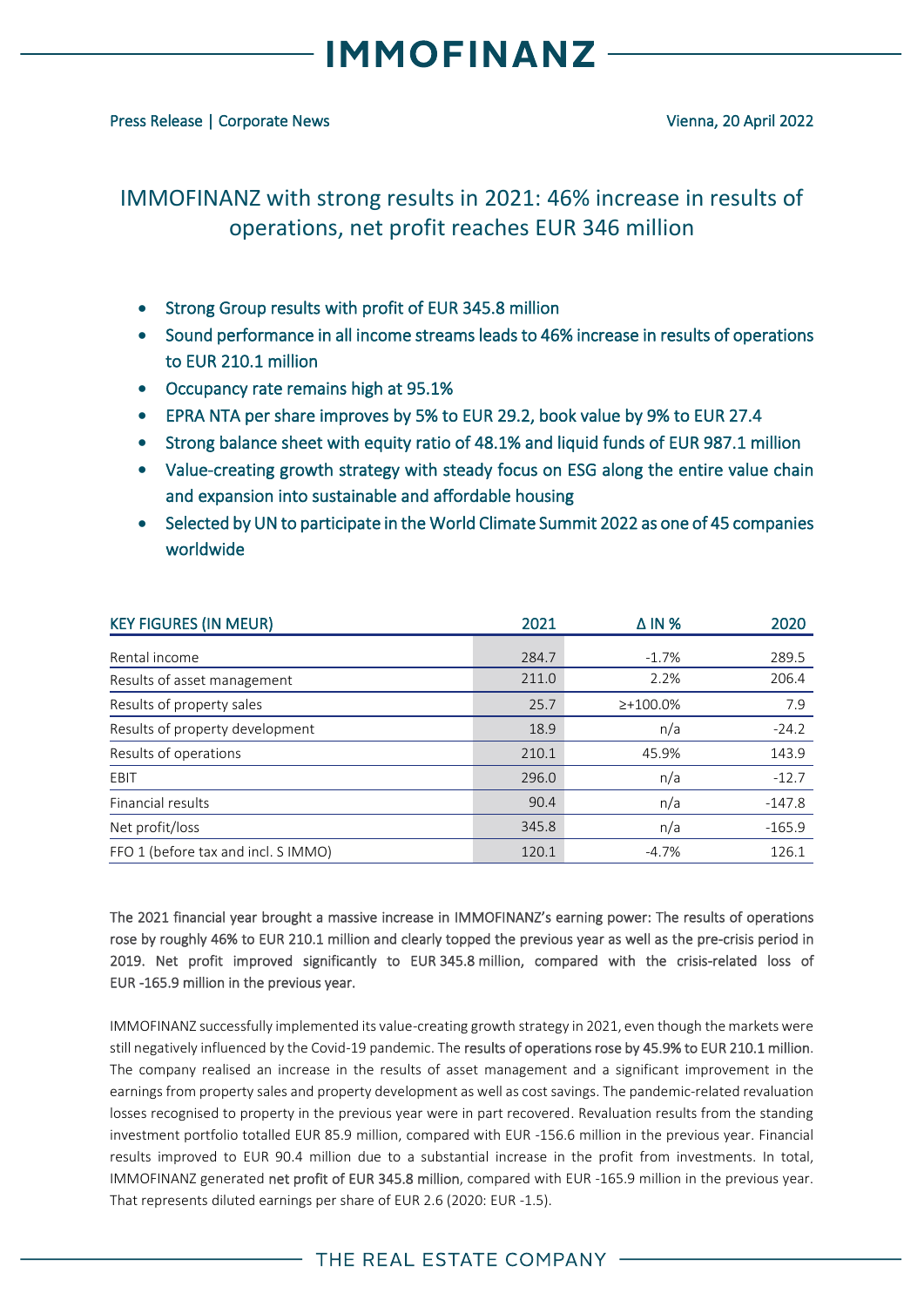Press Release | Corporate News

Vienna, 20 April 2022

# IMMOFINANZ with strong results in 2021: 46% increase in results of operations, net profit reaches EUR 346 million

- Strong Group results with profit of EUR 345.8 million
- Sound performance in all income streams leads to 46% increase in results of operations to EUR 210.1 million
- Occupancy rate remains high at 95.1%
- EPRA NTA per share improves by 5% to EUR 29.2, book value by 9% to EUR 27.4
- Strong balance sheet with equity ratio of 48.1% and liquid funds of EUR 987.1 million
- Value-creating growth strategy with steady focus on ESG along the entire value chain and expansion into sustainable and affordable housing
- Selected by UN to participate in the World Climate Summit 2022 as one of 45 companies worldwide

| KEY FIGURES (IN MEUR) | 2021 | Δ IN % | 2020 |
|---|---|---|---|
| Rental income | 284.7 | -1.7% | 289.5 |
| Results of asset management | 211.0 | 2.2% | 206.4 |
| Results of property sales | 25.7 | ≥+100.0% | 7.9 |
| Results of property development | 18.9 | n/a | -24.2 |
| Results of operations | 210.1 | 45.9% | 143.9 |
| EBIT | 296.0 | n/a | -12.7 |
| Financial results | 90.4 | n/a | -147.8 |
| Net profit/loss | 345.8 | n/a | -165.9 |
| FFO 1 (before tax and incl. S IMMO) | 120.1 | -4.7% | 126.1 |

The 2021 financial year brought a massive increase in IMMOFINANZ's earning power: The results of operations rose by roughly 46% to EUR 210.1 million and clearly topped the previous year as well as the pre-crisis period in 2019. Net profit improved significantly to EUR 345.8 million, compared with the crisis-related loss of EUR -165.9 million in the previous year.

IMMOFINANZ successfully implemented its value-creating growth strategy in 2021, even though the markets were still negatively influenced by the Covid-19 pandemic. The results of operations rose by 45.9% to EUR 210.1 million. The company realised an increase in the results of asset management and a significant improvement in the earnings from property sales and property development as well as cost savings. The pandemic-related revaluation losses recognised to property in the previous year were in part recovered. Revaluation results from the standing investment portfolio totalled EUR 85.9 million, compared with EUR -156.6 million in the previous year. Financial results improved to EUR 90.4 million due to a substantial increase in the profit from investments. In total, IMMOFINANZ generated net profit of EUR 345.8 million, compared with EUR -165.9 million in the previous year. That represents diluted earnings per share of EUR 2.6 (2020: EUR -1.5).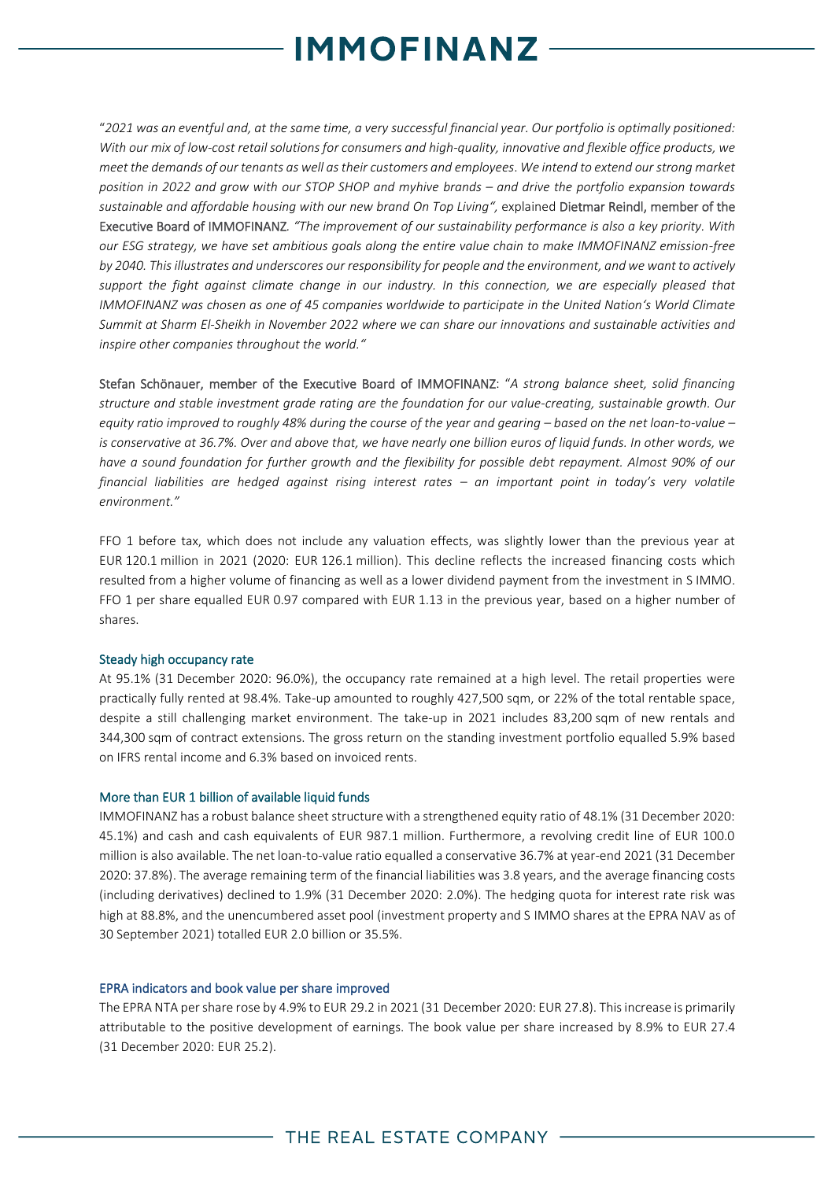"*2021 was an eventful and, at the same time, a very successful financial year. Our portfolio is optimally positioned: With our mix of low-cost retail solutions for consumers and high-quality, innovative and flexible office products, we meet the demands of our tenants as well as their customers and employees. We intend to extend our strong market position in 2022 and grow with our STOP SHOP and myhive brands – and drive the portfolio expansion towards sustainable and affordable housing with our new brand On Top Living"*, explained Dietmar Reindl, member of the Executive Board of IMMOFINANZ. *"The improvement of our sustainability performance is also a key priority. With our ESG strategy, we have set ambitious goals along the entire value chain to make IMMOFINANZ emission-free by 2040. This illustrates and underscores our responsibility for people and the environment, and we want to actively support the fight against climate change in our industry. In this connection, we are especially pleased that IMMOFINANZ was chosen as one of 45 companies worldwide to participate in the United Nation's World Climate Summit at Sharm El-Sheikh in November 2022 where we can share our innovations and sustainable activities and inspire other companies throughout the world."*

Stefan Schönauer, member of the Executive Board of IMMOFINANZ: "*A strong balance sheet, solid financing structure and stable investment grade rating are the foundation for our value-creating, sustainable growth. Our equity ratio improved to roughly 48% during the course of the year and gearing – based on the net loan-to-value – is conservative at 36.7%. Over and above that, we have nearly one billion euros of liquid funds. In other words, we have a sound foundation for further growth and the flexibility for possible debt repayment. Almost 90% of our financial liabilities are hedged against rising interest rates – an important point in today's very volatile environment."*

FFO 1 before tax, which does not include any valuation effects, was slightly lower than the previous year at EUR 120.1 million in 2021 (2020: EUR 126.1 million). This decline reflects the increased financing costs which resulted from a higher volume of financing as well as a lower dividend payment from the investment in S IMMO. FFO 1 per share equalled EUR 0.97 compared with EUR 1.13 in the previous year, based on a higher number of shares.

### Steady high occupancy rate

At 95.1% (31 December 2020: 96.0%), the occupancy rate remained at a high level. The retail properties were practically fully rented at 98.4%. Take-up amounted to roughly 427,500 sqm, or 22% of the total rentable space, despite a still challenging market environment. The take-up in 2021 includes 83,200 sqm of new rentals and 344,300 sqm of contract extensions. The gross return on the standing investment portfolio equalled 5.9% based on IFRS rental income and 6.3% based on invoiced rents.

### More than EUR 1 billion of available liquid funds

IMMOFINANZ has a robust balance sheet structure with a strengthened equity ratio of 48.1% (31 December 2020: 45.1%) and cash and cash equivalents of EUR 987.1 million. Furthermore, a revolving credit line of EUR 100.0 million is also available. The net loan-to-value ratio equalled a conservative 36.7% at year-end 2021 (31 December 2020: 37.8%). The average remaining term of the financial liabilities was 3.8 years, and the average financing costs (including derivatives) declined to 1.9% (31 December 2020: 2.0%). The hedging quota for interest rate risk was high at 88.8%, and the unencumbered asset pool (investment property and S IMMO shares at the EPRA NAV as of 30 September 2021) totalled EUR 2.0 billion or 35.5%.

### EPRA indicators and book value per share improved

The EPRA NTA per share rose by 4.9% to EUR 29.2 in 2021 (31 December 2020: EUR 27.8). This increase is primarily attributable to the positive development of earnings. The book value per share increased by 8.9% to EUR 27.4 (31 December 2020: EUR 25.2).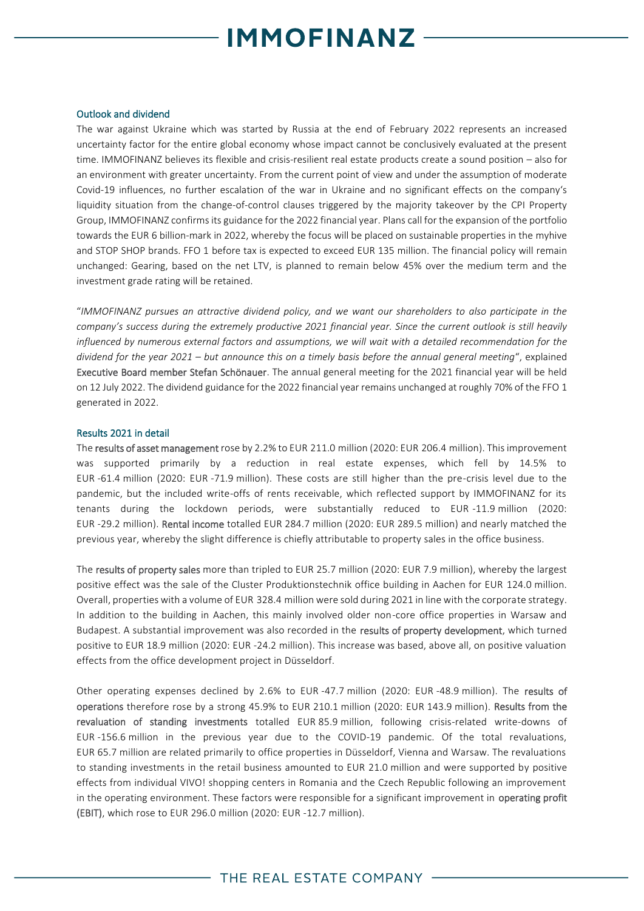### Outlook and dividend

The war against Ukraine which was started by Russia at the end of February 2022 represents an increased uncertainty factor for the entire global economy whose impact cannot be conclusively evaluated at the present time. IMMOFINANZ believes its flexible and crisis-resilient real estate products create a sound position – also for an environment with greater uncertainty. From the current point of view and under the assumption of moderate Covid-19 influences, no further escalation of the war in Ukraine and no significant effects on the company's liquidity situation from the change-of-control clauses triggered by the majority takeover by the CPI Property Group, IMMOFINANZ confirms its guidance for the 2022 financial year. Plans call for the expansion of the portfolio towards the EUR 6 billion-mark in 2022, whereby the focus will be placed on sustainable properties in the myhive and STOP SHOP brands. FFO 1 before tax is expected to exceed EUR 135 million. The financial policy will remain unchanged: Gearing, based on the net LTV, is planned to remain below 45% over the medium term and the investment grade rating will be retained.

"*IMMOFINANZ pursues an attractive dividend policy, and we want our shareholders to also participate in the company's success during the extremely productive 2021 financial year. Since the current outlook is still heavily influenced by numerous external factors and assumptions, we will wait with a detailed recommendation for the dividend for the year 2021 – but announce this on a timely basis before the annual general meeting*", explained Executive Board member Stefan Schönauer. The annual general meeting for the 2021 financial year will be held on 12 July 2022. The dividend guidance for the 2022 financial year remains unchanged at roughly 70% of the FFO 1 generated in 2022.

### Results 2021 in detail

The results of asset management rose by 2.2% to EUR 211.0 million (2020: EUR 206.4 million). This improvement was supported primarily by a reduction in real estate expenses, which fell by 14.5% to EUR -61.4 million (2020: EUR -71.9 million). These costs are still higher than the pre-crisis level due to the pandemic, but the included write-offs of rents receivable, which reflected support by IMMOFINANZ for its tenants during the lockdown periods, were substantially reduced to EUR -11.9 million (2020: EUR -29.2 million). Rental income totalled EUR 284.7 million (2020: EUR 289.5 million) and nearly matched the previous year, whereby the slight difference is chiefly attributable to property sales in the office business.

The results of property sales more than tripled to EUR 25.7 million (2020: EUR 7.9 million), whereby the largest positive effect was the sale of the Cluster Produktionstechnik office building in Aachen for EUR 124.0 million. Overall, properties with a volume of EUR 328.4 million were sold during 2021 in line with the corporate strategy. In addition to the building in Aachen, this mainly involved older non-core office properties in Warsaw and Budapest. A substantial improvement was also recorded in the results of property development, which turned positive to EUR 18.9 million (2020: EUR -24.2 million). This increase was based, above all, on positive valuation effects from the office development project in Düsseldorf.

Other operating expenses declined by 2.6% to EUR -47.7 million (2020: EUR -48.9 million). The results of operations therefore rose by a strong 45.9% to EUR 210.1 million (2020: EUR 143.9 million). Results from the revaluation of standing investments totalled EUR 85.9 million, following crisis-related write-downs of EUR -156.6 million in the previous year due to the COVID-19 pandemic. Of the total revaluations, EUR 65.7 million are related primarily to office properties in Düsseldorf, Vienna and Warsaw. The revaluations to standing investments in the retail business amounted to EUR 21.0 million and were supported by positive effects from individual VIVO! shopping centers in Romania and the Czech Republic following an improvement in the operating environment. These factors were responsible for a significant improvement in operating profit (EBIT), which rose to EUR 296.0 million (2020: EUR -12.7 million).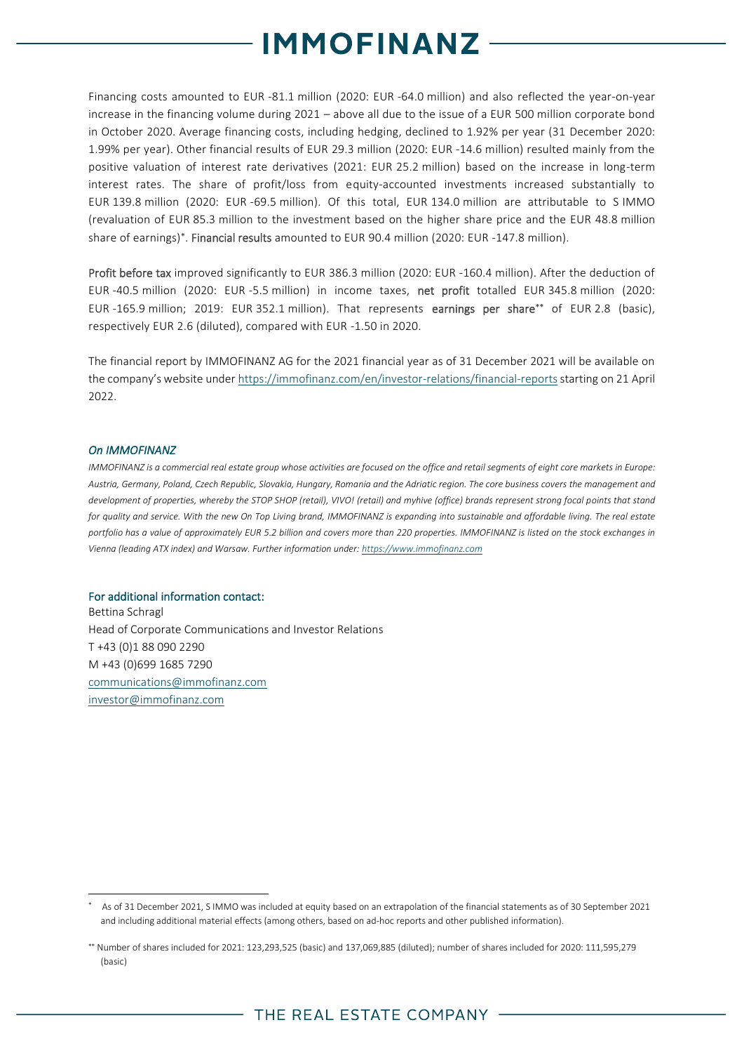Financing costs amounted to EUR -81.1 million (2020: EUR -64.0 million) and also reflected the year-on-year increase in the financing volume during 2021 – above all due to the issue of a EUR 500 million corporate bond in October 2020. Average financing costs, including hedging, declined to 1.92% per year (31 December 2020: 1.99% per year). Other financial results of EUR 29.3 million (2020: EUR -14.6 million) resulted mainly from the positive valuation of interest rate derivatives (2021: EUR 25.2 million) based on the increase in long-term interest rates. The share of profit/loss from equity-accounted investments increased substantially to EUR 139.8 million (2020: EUR -69.5 million). Of this total, EUR 134.0 million are attributable to S IMMO (revaluation of EUR 85.3 million to the investment based on the higher share price and the EUR 48.8 million share of earnings)*. **Financial results** amounted to EUR 90.4 million (2020: EUR -147.8 million).

**Profit before tax** improved significantly to EUR 386.3 million (2020: EUR -160.4 million). After the deduction of EUR -40.5 million (2020: EUR -5.5 million) in income taxes, **net profit** totalled EUR 345.8 million (2020: EUR -165.9 million; 2019: EUR 352.1 million). That represents **earnings per share**** of EUR 2.8 (basic), respectively EUR 2.6 (diluted), compared with EUR -1.50 in 2020.

The financial report by IMMOFINANZ AG for the 2021 financial year as of 31 December 2021 will be available on the company's website under https://immofinanz.com/en/investor-relations/financial-reports starting on 21 April 2022.

### *On IMMOFINANZ*

*IMMOFINANZ is a commercial real estate group whose activities are focused on the office and retail segments of eight core markets in Europe: Austria, Germany, Poland, Czech Republic, Slovakia, Hungary, Romania and the Adriatic region. The core business covers the management and development of properties, whereby the STOP SHOP (retail), VIVO! (retail) and myhive (office) brands represent strong focal points that stand for quality and service. With the new On Top Living brand, IMMOFINANZ is expanding into sustainable and affordable living. The real estate portfolio has a value of approximately EUR 5.2 billion and covers more than 220 properties. IMMOFINANZ is listed on the stock exchanges in Vienna (leading ATX index) and Warsaw. Further information under: https://www.immofinanz.com*

**For additional information contact:**

Bettina Schragl
Head of Corporate Communications and Investor Relations
T +43 (0)1 88 090 2290
M +43 (0)699 1685 7290
communications@immofinanz.com
investor@immofinanz.com

---

* As of 31 December 2021, S IMMO was included at equity based on an extrapolation of the financial statements as of 30 September 2021 and including additional material effects (among others, based on ad-hoc reports and other published information).

** Number of shares included for 2021: 123,293,525 (basic) and 137,069,885 (diluted); number of shares included for 2020: 111,595,279 (basic)